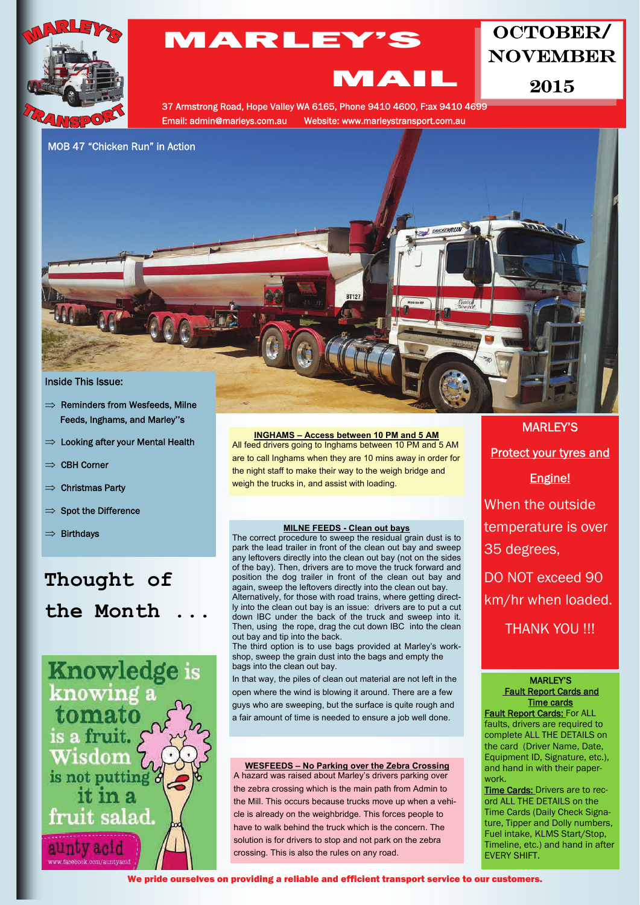# MARLEY'S MAIL

**OCTOBER/ NOVEMBER 2015**

37 Armstrong Road, Hope Valley WA 6165, Phone 9410 4600, F:ax 9410 4699
Email: admin@marleys.com.au Website: www.marleystransport.com.au

MOB 47 "Chicken Run" in Action

## Inside This Issue:

- ⇒ Reminders from Wesfeeds, Milne Feeds, Inghams, and Marley"s
- ⇒ Looking after your Mental Health
- ⇒ CBH Corner
- ⇒ Christmas Party
- ⇒ Spot the Difference
- ⇒ Birthdays

## Thought of the Month ...

Knowledge is knowing a tomato is a fruit. Wisdom is not putting it in a fruit salad.

aunty acid
www.facebook.com/auntyacid

### INGHAMS – Access between 10 PM and 5 AM

All feed drivers going to Inghams between 10 PM and 5 AM are to call Inghams when they are 10 mins away in order for the night staff to make their way to the weigh bridge and weigh the trucks in, and assist with loading.

### MILNE FEEDS - Clean out bays

The correct procedure to sweep the residual grain dust is to park the lead trailer in front of the clean out bay and sweep any leftovers directly into the clean out bay (not on the sides of the bay). Then, drivers are to move the truck forward and position the dog trailer in front of the clean out bay and again, sweep the leftovers directly into the clean out bay.
Alternatively, for those with road trains, where getting directly into the clean out bay is an issue: drivers are to put a cut down IBC under the back of the truck and sweep into it. Then, using the rope, drag the cut down IBC into the clean out bay and tip into the back.
The third option is to use bags provided at Marley's workshop, sweep the grain dust into the bags and empty the bags into the clean out bay.
In that way, the piles of clean out material are not left in the open where the wind is blowing it around. There are a few guys who are sweeping, but the surface is quite rough and a fair amount of time is needed to ensure a job well done.

### WESFEEDS – No Parking over the Zebra Crossing

A hazard was raised about Marley's drivers parking over the zebra crossing which is the main path from Admin to the Mill. This occurs because trucks move up when a vehicle is already on the weighbridge. This forces people to have to walk behind the truck which is the concern. The solution is for drivers to stop and not park on the zebra crossing. This is also the rules on any road.

### MARLEY'S

**Protect your tyres and Engine!**

When the outside temperature is over 35 degrees,

DO NOT exceed 90 km/hr when loaded.

THANK YOU !!!

### MARLEY'S Fault Report Cards and Time cards

**Fault Report Cards:** For ALL faults, drivers are required to complete ALL THE DETAILS on the card (Driver Name, Date, Equipment ID, Signature, etc.), and hand in with their paperwork.

**Time Cards:** Drivers are to record ALL THE DETAILS on the Time Cards (Daily Check Signature, Tipper and Dolly numbers, Fuel intake, KLMS Start/Stop, Timeline, etc.) and hand in after EVERY SHIFT.

**We pride ourselves on providing a reliable and efficient transport service to our customers.**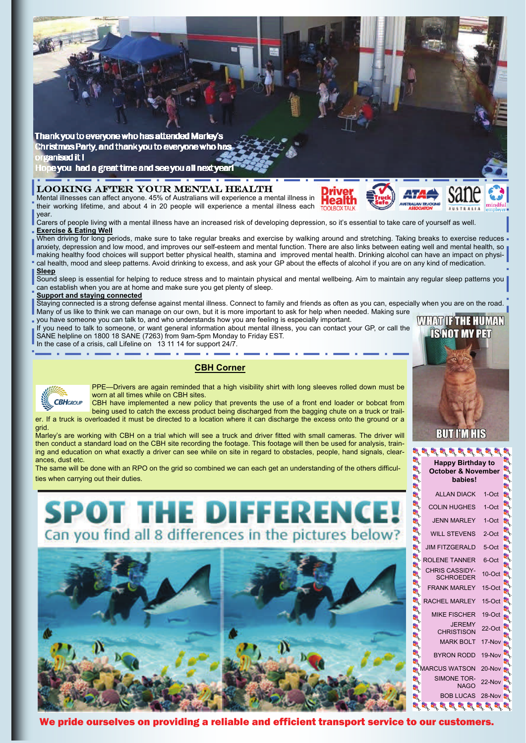Thank you to everyone who has attended Marley's Christmas Party, and thank you to everyone who has organised it !

Hope you had a great time and see you all next year!

## LOOKING AFTER YOUR MENTAL HEALTH

Mental illnesses can affect anyone. 45% of Australians will experience a mental illness in their working lifetime, and about 4 in 20 people will experience a mental illness each year.

Carers of people living with a mental illness have an increased risk of developing depression, so it's essential to take care of yourself as well.

**Exercise & Eating Well**

When driving for long periods, make sure to take regular breaks and exercise by walking around and stretching. Taking breaks to exercise reduces anxiety, depression and low mood, and improves our self-esteem and mental function. There are also links between eating well and mental health, so making healthy food choices will support better physical health, stamina and improved mental health. Drinking alcohol can have an impact on physical health, mood and sleep patterns. Avoid drinking to excess, and ask your GP about the effects of alcohol if you are on any kind of medication.

**Sleep**

Sound sleep is essential for helping to reduce stress and to maintain physical and mental wellbeing. Aim to maintain any regular sleep patterns you can establish when you are at home and make sure you get plenty of sleep.

**Support and staying connected**

Staying connected is a strong defense against mental illness. Connect to family and friends as often as you can, especially when you are on the road. Many of us like to think we can manage on our own, but it is more important to ask for help when needed. Making sure you have someone you can talk to, and who understands how you are feeling is especially important.

If you need to talk to someone, or want general information about mental illness, you can contact your GP, or call the SANE helpline on 1800 18 SANE (7263) from 9am-5pm Monday to Friday EST.

In the case of a crisis, call Lifeline on 13 11 14 for support 24/7.

WHAT IF THE HUMAN IS NOT MY PET

BUT I'M HIS

## CBH Corner

PPE—Drivers are again reminded that a high visibility shirt with long sleeves rolled down must be worn at all times while on CBH sites.

CBH have implemented a new policy that prevents the use of a front end loader or bobcat from being used to catch the excess product being discharged from the bagging chute on a truck or trailer. If a truck is overloaded it must be directed to a location where it can discharge the excess onto the ground or a grid.

Marley's are working with CBH on a trial which will see a truck and driver fitted with small cameras. The driver will then conduct a standard load on the CBH site recording the footage. This footage will then be used for analysis, training and education on what exactly a driver can see while on site in regard to obstacles, people, hand signals, clearances, dust etc.

The same will be done with an RPO on the grid so combined we can each get an understanding of the others difficulties when carrying out their duties.

## SPOT THE DIFFERENCE!

Can you find all 8 differences in the pictures below?

**Happy Birthday to October & November babies!**

| | |
|---|---|
| ALLAN DIACK | 1-Oct |
| COLIN HUGHES | 1-Oct |
| JENN MARLEY | 1-Oct |
| WILL STEVENS | 2-Oct |
| JIM FITZGERALD | 5-Oct |
| ROLENE TANNER | 6-Oct |
| CHRIS CASSIDY-SCHROEDER | 10-Oct |
| FRANK MARLEY | 15-Oct |
| RACHEL MARLEY | 15-Oct |
| MIKE FISCHER | 19-Oct |
| JEREMY CHRISTISON | 22-Oct |
| MARK BOLT | 17-Nov |
| BYRON RODD | 19-Nov |
| MARCUS WATSON | 20-Nov |
| SIMONE TORNAGO | 22-Nov |
| BOB LUCAS | 28-Nov |

We pride ourselves on providing a reliable and efficient transport service to our customers.